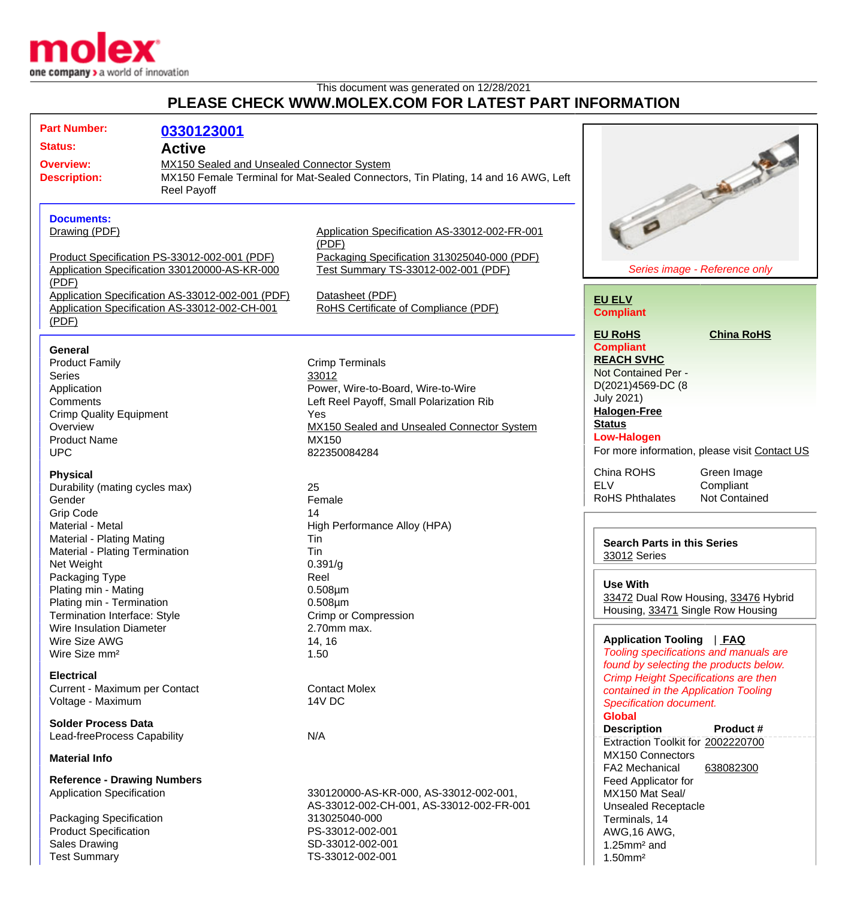This document was generated on 12/28/2021

# PLEASE CHECK WWW.MOLEX.COM FOR LATEST PART INFORMATION

**Part Number:** 0330123001

**Status:** Active

**Overview:** MX150 Sealed and Unsealed Connector System

**Description:** MX150 Female Terminal for Mat-Sealed Connectors, Tin Plating, 14 and 16 AWG, Left Reel Payoff

### Documents:

- Drawing (PDF)
- Product Specification PS-33012-002-001 (PDF)
- Application Specification 330120000-AS-KR-000 (PDF)
- Application Specification AS-33012-002-001 (PDF)
- Application Specification AS-33012-002-CH-001 (PDF)
- Application Specification AS-33012-002-FR-001 (PDF)
- Packaging Specification 313025040-000 (PDF)
- Test Summary TS-33012-002-001 (PDF)
- Datasheet (PDF)
- RoHS Certificate of Compliance (PDF)

### General

| | |
|---|---|
| Product Family | Crimp Terminals |
| Series | 33012 |
| Application | Power, Wire-to-Board, Wire-to-Wire |
| Comments | Left Reel Payoff, Small Polarization Rib |
| Crimp Quality Equipment | Yes |
| Overview | MX150 Sealed and Unsealed Connector System |
| Product Name | MX150 |
| UPC | 822350084284 |

### Physical

| | |
|---|---|
| Durability (mating cycles max) | 25 |
| Gender | Female |
| Grip Code | 14 |
| Material - Metal | High Performance Alloy (HPA) |
| Material - Plating Mating | Tin |
| Material - Plating Termination | Tin |
| Net Weight | 0.391/g |
| Packaging Type | Reel |
| Plating min - Mating | 0.508µm |
| Plating min - Termination | 0.508µm |
| Termination Interface: Style | Crimp or Compression |
| Wire Insulation Diameter | 2.70mm max. |
| Wire Size AWG | 14, 16 |
| Wire Size mm² | 1.50 |

### Electrical

| | |
|---|---|
| Current - Maximum per Contact | Contact Molex |
| Voltage - Maximum | 14V DC |

### Solder Process Data

| | |
|---|---|
| Lead-freeProcess Capability | N/A |

### Material Info

### Reference - Drawing Numbers

| | |
|---|---|
| Application Specification | 330120000-AS-KR-000, AS-33012-002-001, AS-33012-002-CH-001, AS-33012-002-FR-001 |
| Packaging Specification | 313025040-000 |
| Product Specification | PS-33012-002-001 |
| Sales Drawing | SD-33012-002-001 |
| Test Summary | TS-33012-002-001 |

*Series image - Reference only*

**EU ELV**
**Compliant**

**EU RoHS** **Compliant**

**China RoHS**

**REACH SVHC**
Not Contained Per - D(2021)4569-DC (8 July 2021)

**Halogen-Free Status**
**Low-Halogen**

For more information, please visit Contact US

| | |
|---|---|
| China ROHS | Green Image |
| ELV | Compliant |
| RoHS Phthalates | Not Contained |

**Search Parts in this Series**
33012 Series

**Use With**
33472 Dual Row Housing, 33476 Hybrid Housing, 33471 Single Row Housing

**Application Tooling** | **FAQ**

*Tooling specifications and manuals are found by selecting the products below. Crimp Height Specifications are then contained in the Application Tooling Specification document.*

**Global**

| Description | Product # |
|---|---|
| Extraction Toolkit for MX150 Connectors | 2002220700 |
| FA2 Mechanical Feed Applicator for MX150 Mat Seal/ Unsealed Receptacle Terminals, 14 AWG,16 AWG, 1.25mm² and 1.50mm² | 638082300 |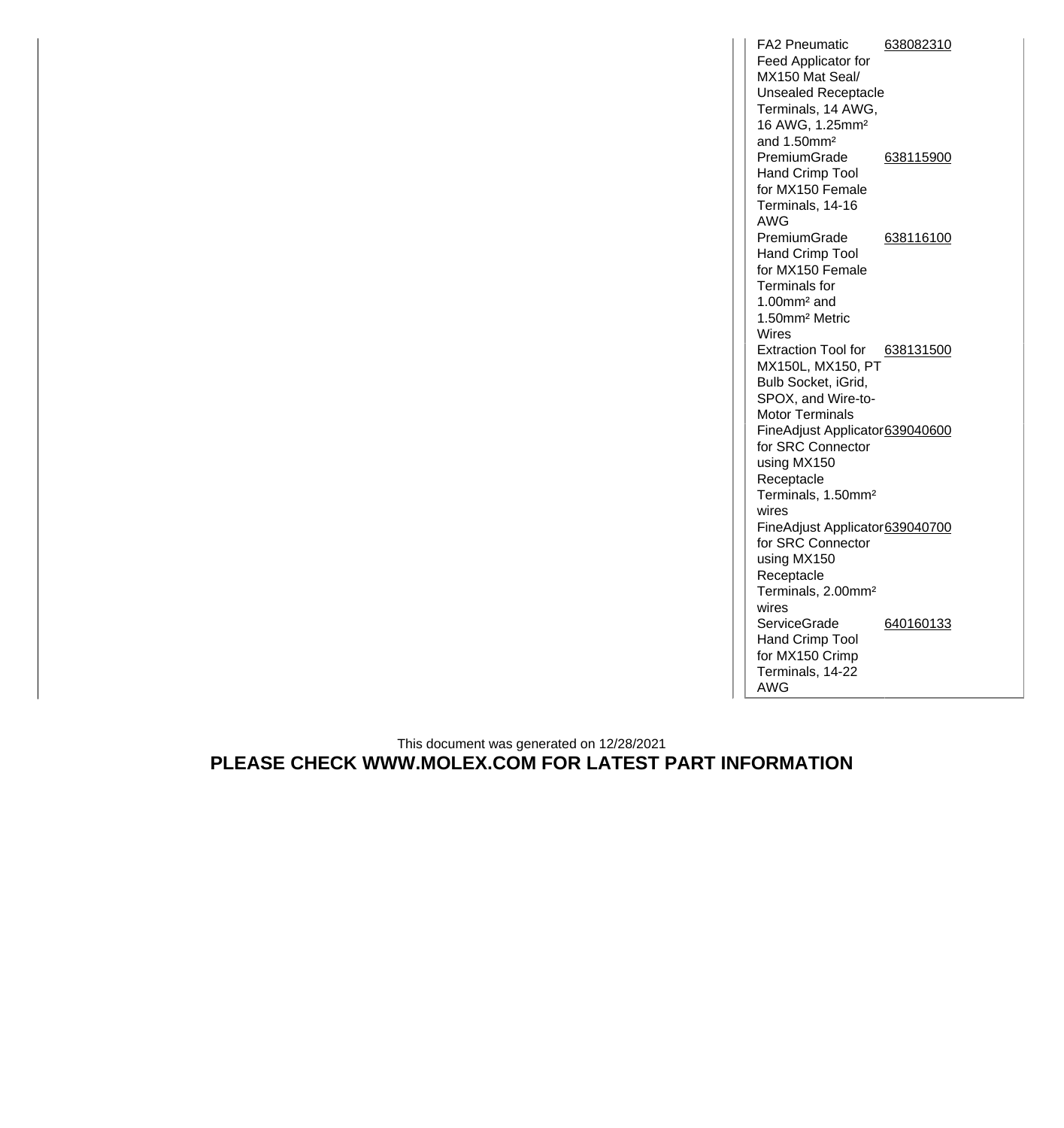| | |
|---|---|
| FA2 Pneumatic Feed Applicator for MX150 Mat Seal/ Unsealed Receptacle Terminals, 14 AWG, 16 AWG, 1.25mm² and 1.50mm² | 638082310 |
| PremiumGrade Hand Crimp Tool for MX150 Female Terminals, 14-16 AWG | 638115900 |
| PremiumGrade Hand Crimp Tool for MX150 Female Terminals for 1.00mm² and 1.50mm² Metric Wires | 638116100 |
| Extraction Tool for MX150L, MX150, PT Bulb Socket, iGrid, SPOX, and Wire-to-Motor Terminals | 638131500 |
| FineAdjust Applicator for SRC Connector using MX150 Receptacle Terminals, 1.50mm² wires | 639040600 |
| FineAdjust Applicator for SRC Connector using MX150 Receptacle Terminals, 2.00mm² wires | 639040700 |
| ServiceGrade Hand Crimp Tool for MX150 Crimp Terminals, 14-22 AWG | 640160133 |

This document was generated on 12/28/2021

**PLEASE CHECK WWW.MOLEX.COM FOR LATEST PART INFORMATION**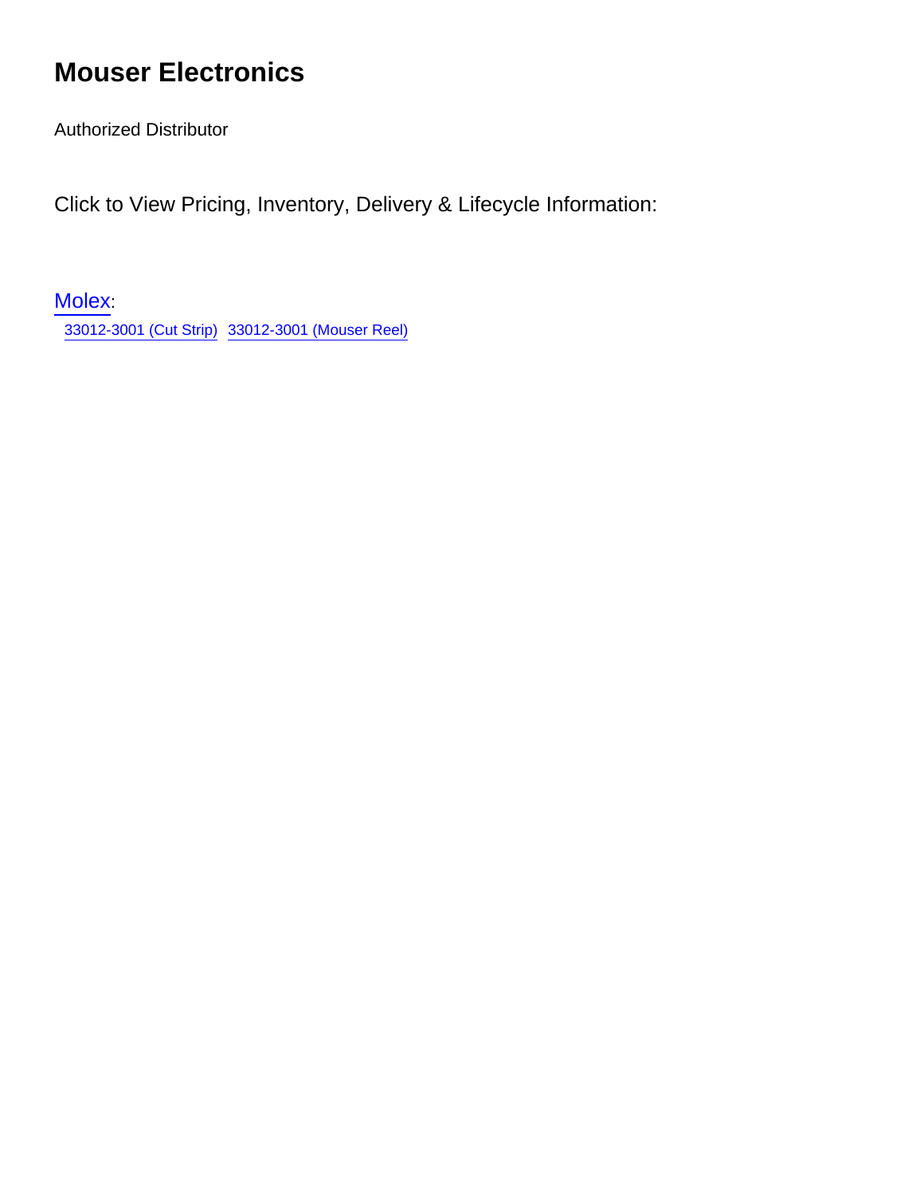# Mouser Electronics

Authorized Distributor

Click to View Pricing, Inventory, Delivery & Lifecycle Information:

Molex:

33012-3001 (Cut Strip) 33012-3001 (Mouser Reel)